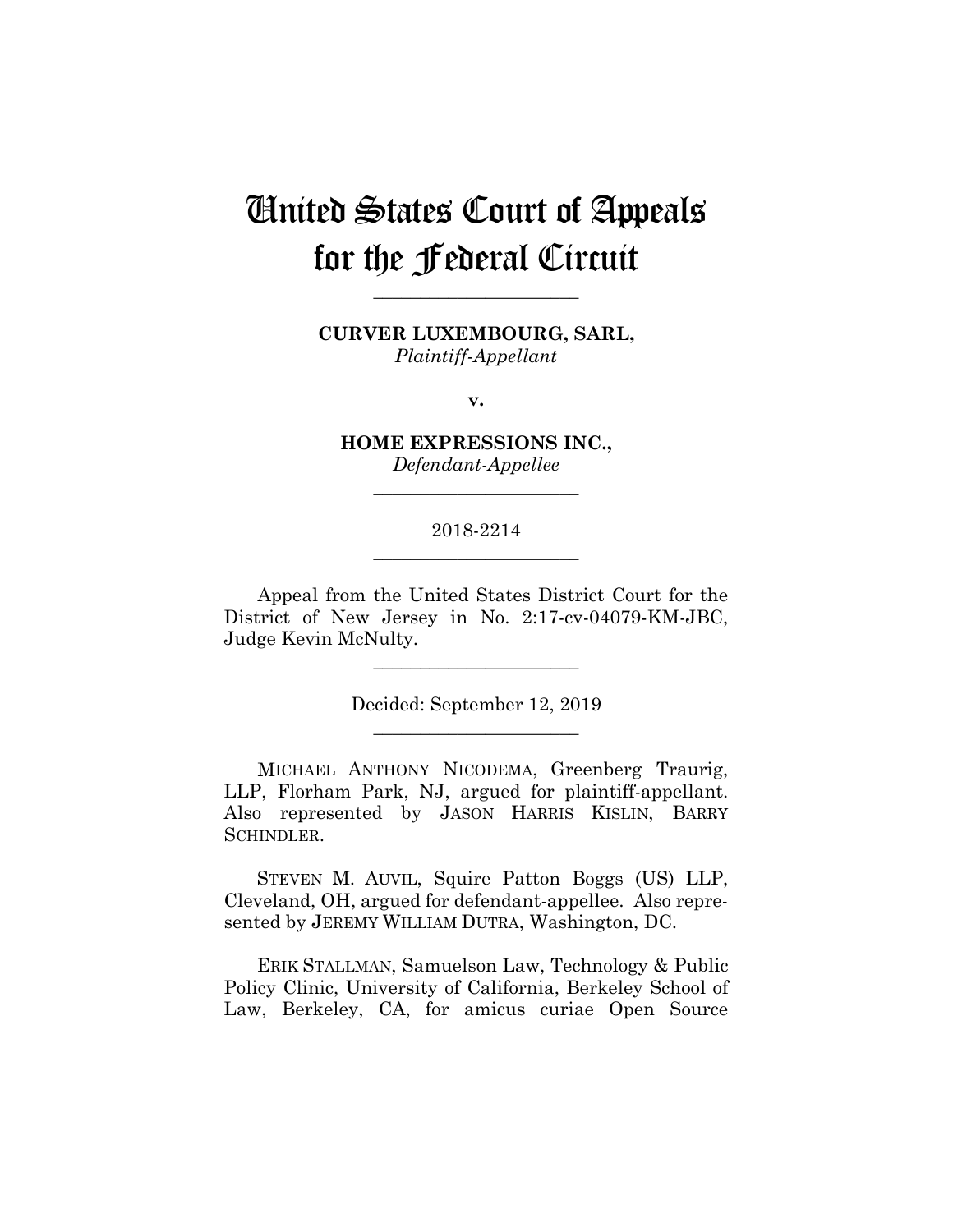# United States Court of Appeals for the Federal Circuit

______________________

**CURVER LUXEMBOURG, SARL,**
*Plaintiff-Appellant*

**v.**

**HOME EXPRESSIONS INC.,**
*Defendant-Appellee*

______________________

2018-2214

______________________

Appeal from the United States District Court for the District of New Jersey in No. 2:17-cv-04079-KM-JBC, Judge Kevin McNulty.

______________________

Decided: September 12, 2019

______________________

MICHAEL ANTHONY NICODEMA, Greenberg Traurig, LLP, Florham Park, NJ, argued for plaintiff-appellant. Also represented by JASON HARRIS KISLIN, BARRY SCHINDLER.

STEVEN M. AUVIL, Squire Patton Boggs (US) LLP, Cleveland, OH, argued for defendant-appellee. Also represented by JEREMY WILLIAM DUTRA, Washington, DC.

ERIK STALLMAN, Samuelson Law, Technology & Public Policy Clinic, University of California, Berkeley School of Law, Berkeley, CA, for amicus curiae Open Source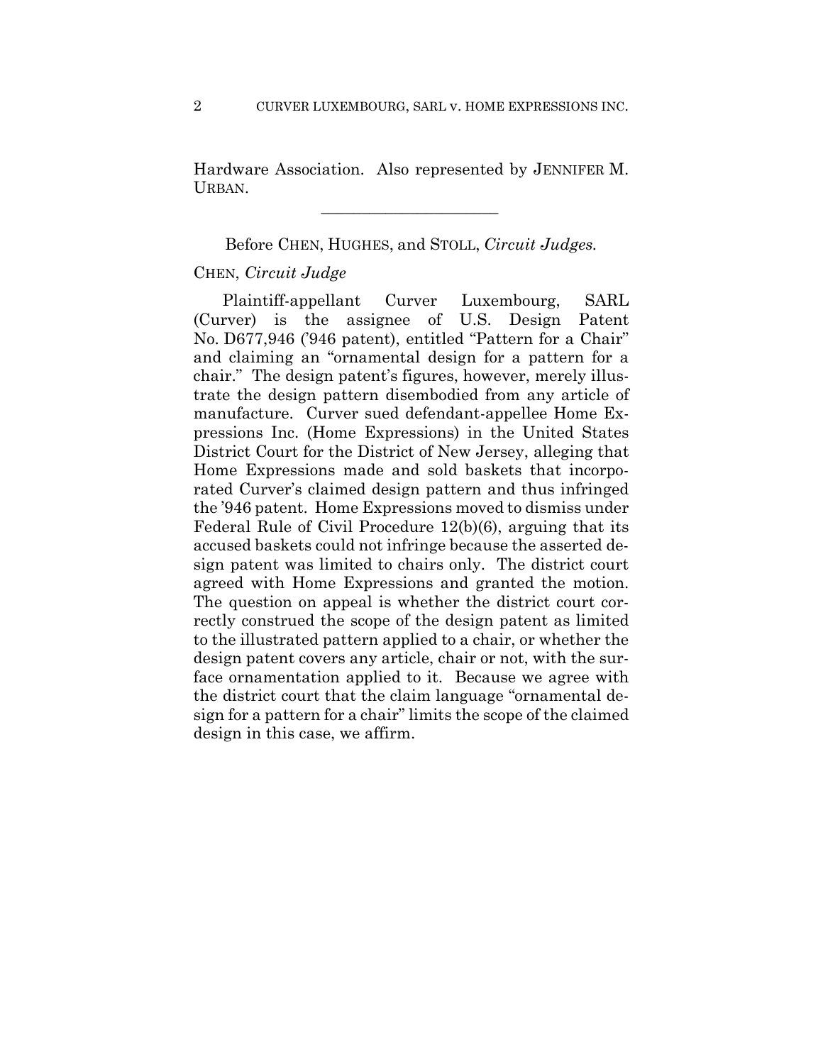Hardware Association. Also represented by JENNIFER M. URBAN.

______________________

Before CHEN, HUGHES, and STOLL, *Circuit Judges.*

CHEN, *Circuit Judge*

Plaintiff-appellant Curver Luxembourg, SARL (Curver) is the assignee of U.S. Design Patent No. D677,946 ('946 patent), entitled "Pattern for a Chair" and claiming an "ornamental design for a pattern for a chair." The design patent's figures, however, merely illustrate the design pattern disembodied from any article of manufacture. Curver sued defendant-appellee Home Expressions Inc. (Home Expressions) in the United States District Court for the District of New Jersey, alleging that Home Expressions made and sold baskets that incorporated Curver's claimed design pattern and thus infringed the '946 patent. Home Expressions moved to dismiss under Federal Rule of Civil Procedure 12(b)(6), arguing that its accused baskets could not infringe because the asserted design patent was limited to chairs only. The district court agreed with Home Expressions and granted the motion. The question on appeal is whether the district court correctly construed the scope of the design patent as limited to the illustrated pattern applied to a chair, or whether the design patent covers any article, chair or not, with the surface ornamentation applied to it. Because we agree with the district court that the claim language "ornamental design for a pattern for a chair" limits the scope of the claimed design in this case, we affirm.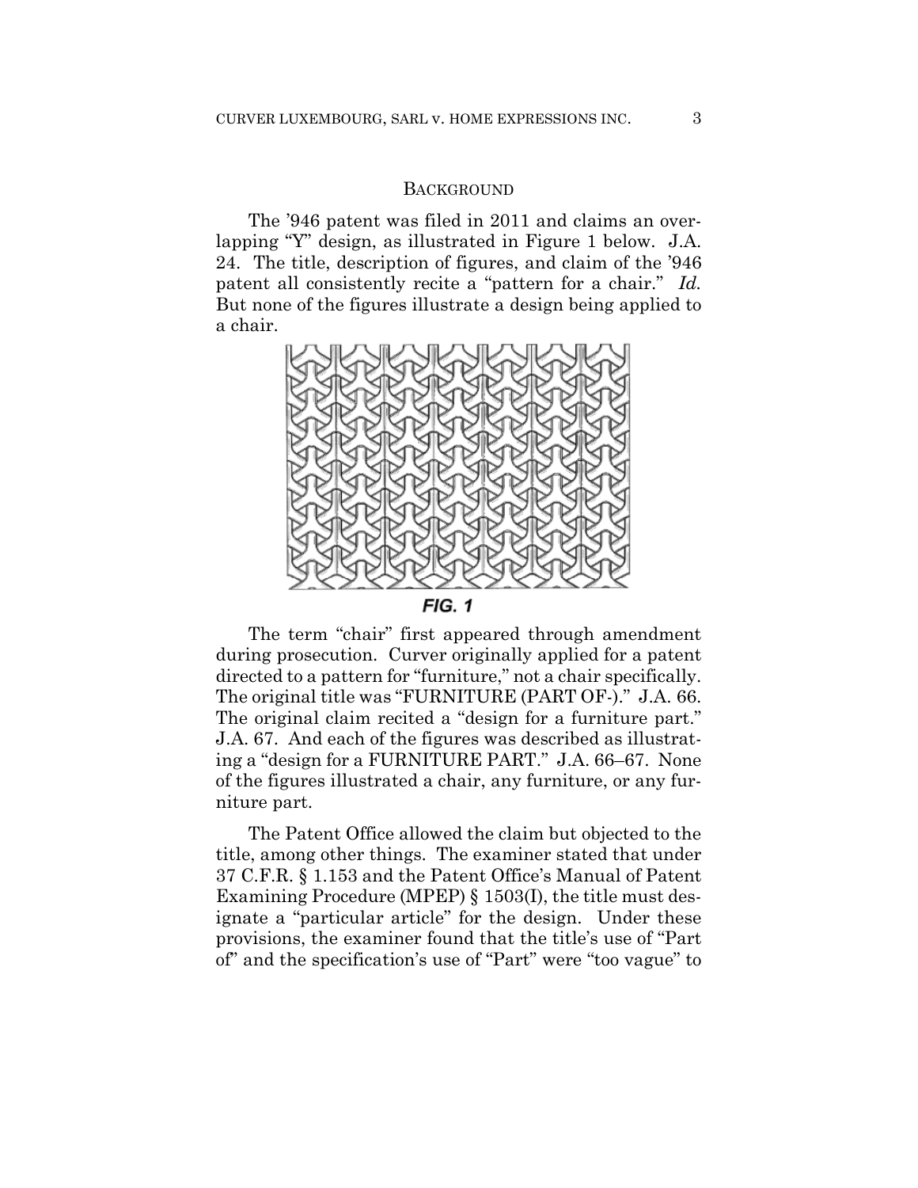## BACKGROUND

The '946 patent was filed in 2011 and claims an overlapping "Y" design, as illustrated in Figure 1 below. J.A. 24. The title, description of figures, and claim of the '946 patent all consistently recite a "pattern for a chair." *Id.* But none of the figures illustrate a design being applied to a chair.

*FIG. 1*

The term "chair" first appeared through amendment during prosecution. Curver originally applied for a patent directed to a pattern for "furniture," not a chair specifically. The original title was "FURNITURE (PART OF-)." J.A. 66. The original claim recited a "design for a furniture part." J.A. 67. And each of the figures was described as illustrating a "design for a FURNITURE PART." J.A. 66–67. None of the figures illustrated a chair, any furniture, or any furniture part.

The Patent Office allowed the claim but objected to the title, among other things. The examiner stated that under 37 C.F.R. § 1.153 and the Patent Office's Manual of Patent Examining Procedure (MPEP) § 1503(I), the title must designate a "particular article" for the design. Under these provisions, the examiner found that the title's use of "Part of" and the specification's use of "Part" were "too vague" to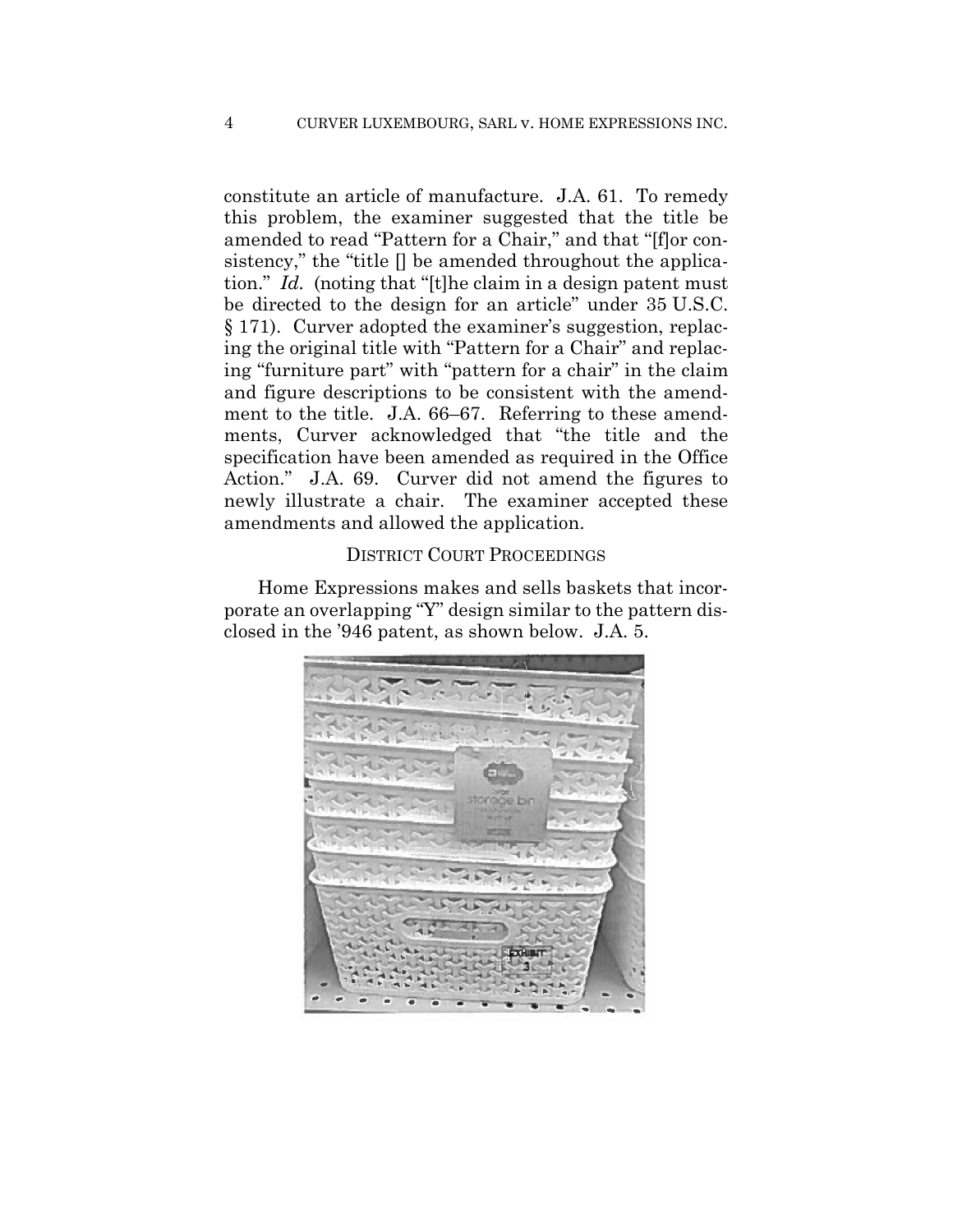constitute an article of manufacture. J.A. 61. To remedy this problem, the examiner suggested that the title be amended to read "Pattern for a Chair," and that "[f]or consistency," the "title [] be amended throughout the application." *Id.* (noting that "[t]he claim in a design patent must be directed to the design for an article" under 35 U.S.C. § 171). Curver adopted the examiner's suggestion, replacing the original title with "Pattern for a Chair" and replacing "furniture part" with "pattern for a chair" in the claim and figure descriptions to be consistent with the amendment to the title. J.A. 66–67. Referring to these amendments, Curver acknowledged that "the title and the specification have been amended as required in the Office Action." J.A. 69. Curver did not amend the figures to newly illustrate a chair. The examiner accepted these amendments and allowed the application.

## DISTRICT COURT PROCEEDINGS

Home Expressions makes and sells baskets that incorporate an overlapping "Y" design similar to the pattern disclosed in the '946 patent, as shown below. J.A. 5.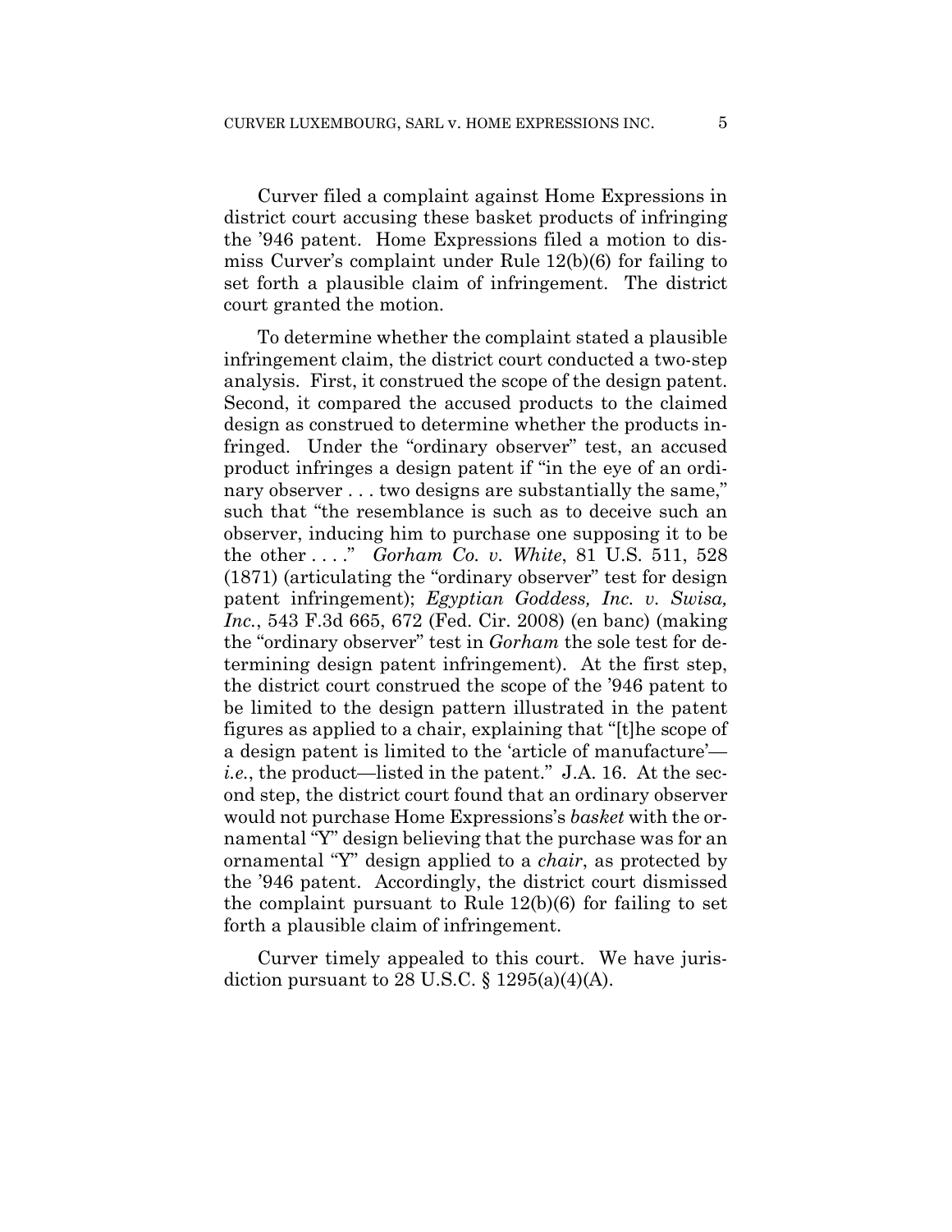Curver filed a complaint against Home Expressions in district court accusing these basket products of infringing the '946 patent. Home Expressions filed a motion to dismiss Curver's complaint under Rule 12(b)(6) for failing to set forth a plausible claim of infringement. The district court granted the motion.

To determine whether the complaint stated a plausible infringement claim, the district court conducted a two-step analysis. First, it construed the scope of the design patent. Second, it compared the accused products to the claimed design as construed to determine whether the products infringed. Under the "ordinary observer" test, an accused product infringes a design patent if "in the eye of an ordinary observer . . . two designs are substantially the same," such that "the resemblance is such as to deceive such an observer, inducing him to purchase one supposing it to be the other . . . ." *Gorham Co. v. White*, 81 U.S. 511, 528 (1871) (articulating the "ordinary observer" test for design patent infringement); *Egyptian Goddess, Inc. v. Swisa, Inc.*, 543 F.3d 665, 672 (Fed. Cir. 2008) (en banc) (making the "ordinary observer" test in *Gorham* the sole test for determining design patent infringement). At the first step, the district court construed the scope of the '946 patent to be limited to the design pattern illustrated in the patent figures as applied to a chair, explaining that "[t]he scope of a design patent is limited to the 'article of manufacture'—*i.e.*, the product—listed in the patent." J.A. 16. At the second step, the district court found that an ordinary observer would not purchase Home Expressions's *basket* with the ornamental "Y" design believing that the purchase was for an ornamental "Y" design applied to a *chair*, as protected by the '946 patent. Accordingly, the district court dismissed the complaint pursuant to Rule 12(b)(6) for failing to set forth a plausible claim of infringement.

Curver timely appealed to this court. We have jurisdiction pursuant to 28 U.S.C. § 1295(a)(4)(A).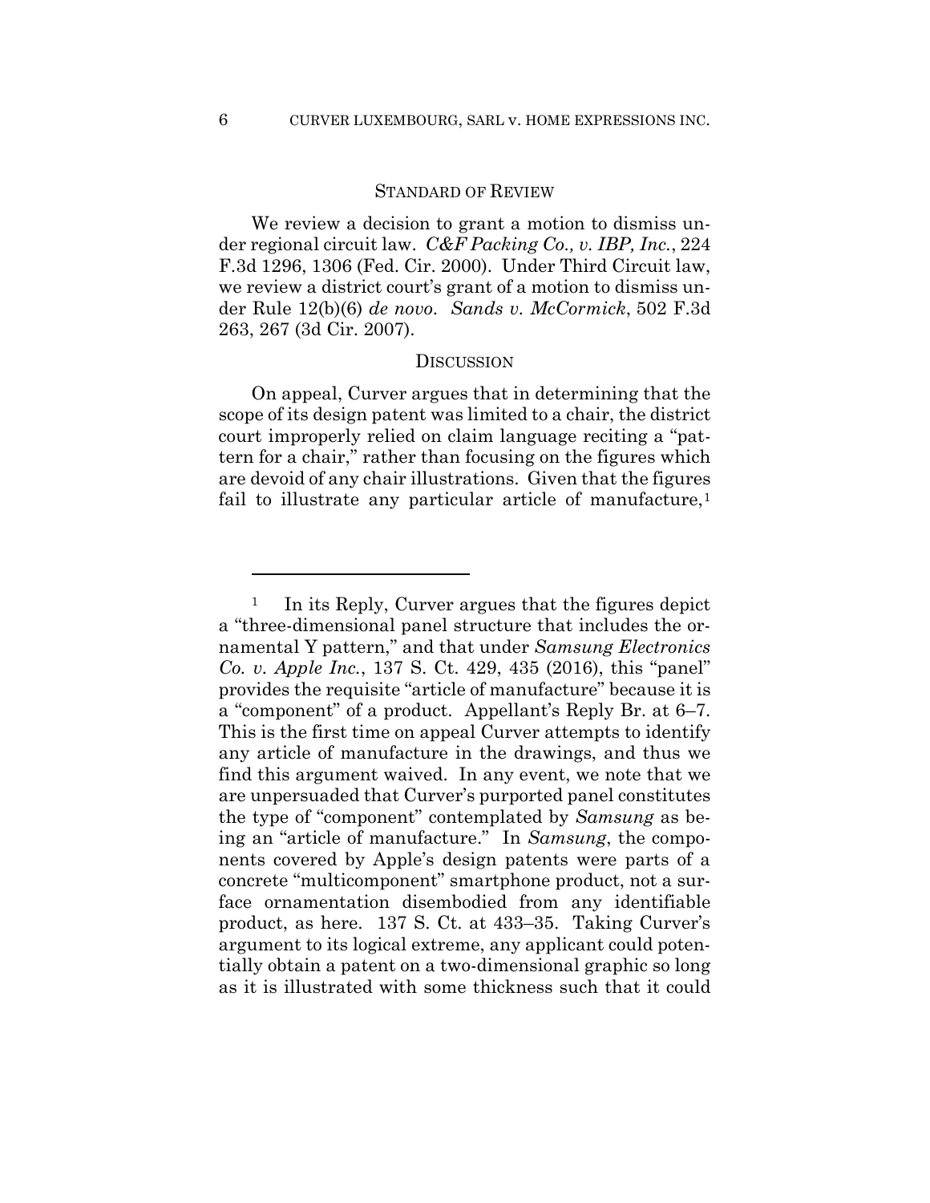## STANDARD OF REVIEW

We review a decision to grant a motion to dismiss under regional circuit law. *C&F Packing Co., v. IBP, Inc.*, 224 F.3d 1296, 1306 (Fed. Cir. 2000). Under Third Circuit law, we review a district court's grant of a motion to dismiss under Rule 12(b)(6) *de novo*. *Sands v. McCormick*, 502 F.3d 263, 267 (3d Cir. 2007).

## DISCUSSION

On appeal, Curver argues that in determining that the scope of its design patent was limited to a chair, the district court improperly relied on claim language reciting a "pattern for a chair," rather than focusing on the figures which are devoid of any chair illustrations. Given that the figures fail to illustrate any particular article of manufacture,[1]

---

[1] In its Reply, Curver argues that the figures depict a "three-dimensional panel structure that includes the ornamental Y pattern," and that under *Samsung Electronics Co. v. Apple Inc.*, 137 S. Ct. 429, 435 (2016), this "panel" provides the requisite "article of manufacture" because it is a "component" of a product. Appellant's Reply Br. at 6–7. This is the first time on appeal Curver attempts to identify any article of manufacture in the drawings, and thus we find this argument waived. In any event, we note that we are unpersuaded that Curver's purported panel constitutes the type of "component" contemplated by *Samsung* as being an "article of manufacture." In *Samsung*, the components covered by Apple's design patents were parts of a concrete "multicomponent" smartphone product, not a surface ornamentation disembodied from any identifiable product, as here. 137 S. Ct. at 433–35. Taking Curver's argument to its logical extreme, any applicant could potentially obtain a patent on a two-dimensional graphic so long as it is illustrated with some thickness such that it could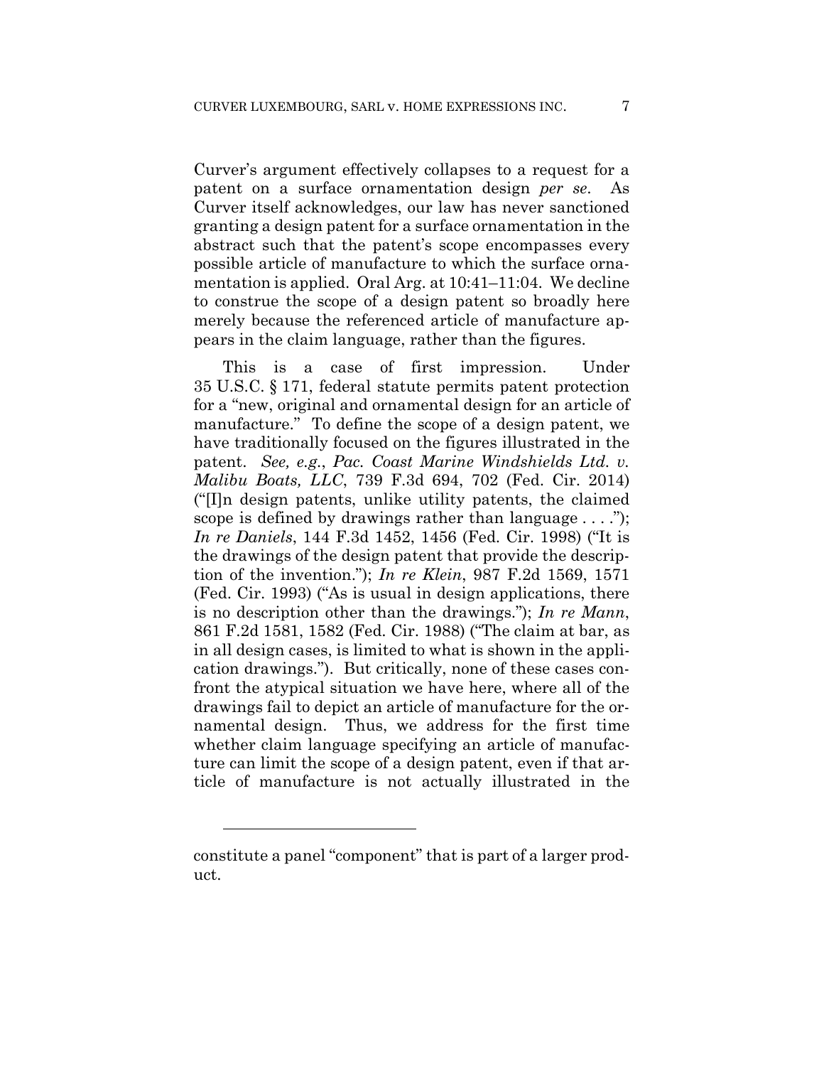Curver's argument effectively collapses to a request for a patent on a surface ornamentation design *per se*. As Curver itself acknowledges, our law has never sanctioned granting a design patent for a surface ornamentation in the abstract such that the patent's scope encompasses every possible article of manufacture to which the surface ornamentation is applied. Oral Arg. at 10:41–11:04. We decline to construe the scope of a design patent so broadly here merely because the referenced article of manufacture appears in the claim language, rather than the figures.

This is a case of first impression. Under 35 U.S.C. § 171, federal statute permits patent protection for a "new, original and ornamental design for an article of manufacture." To define the scope of a design patent, we have traditionally focused on the figures illustrated in the patent. *See, e.g.*, *Pac. Coast Marine Windshields Ltd. v. Malibu Boats, LLC*, 739 F.3d 694, 702 (Fed. Cir. 2014) ("[I]n design patents, unlike utility patents, the claimed scope is defined by drawings rather than language . . . ."); *In re Daniels*, 144 F.3d 1452, 1456 (Fed. Cir. 1998) ("It is the drawings of the design patent that provide the description of the invention."); *In re Klein*, 987 F.2d 1569, 1571 (Fed. Cir. 1993) ("As is usual in design applications, there is no description other than the drawings."); *In re Mann*, 861 F.2d 1581, 1582 (Fed. Cir. 1988) ("The claim at bar, as in all design cases, is limited to what is shown in the application drawings."). But critically, none of these cases confront the atypical situation we have here, where all of the drawings fail to depict an article of manufacture for the ornamental design. Thus, we address for the first time whether claim language specifying an article of manufacture can limit the scope of a design patent, even if that article of manufacture is not actually illustrated in the

---

constitute a panel "component" that is part of a larger product.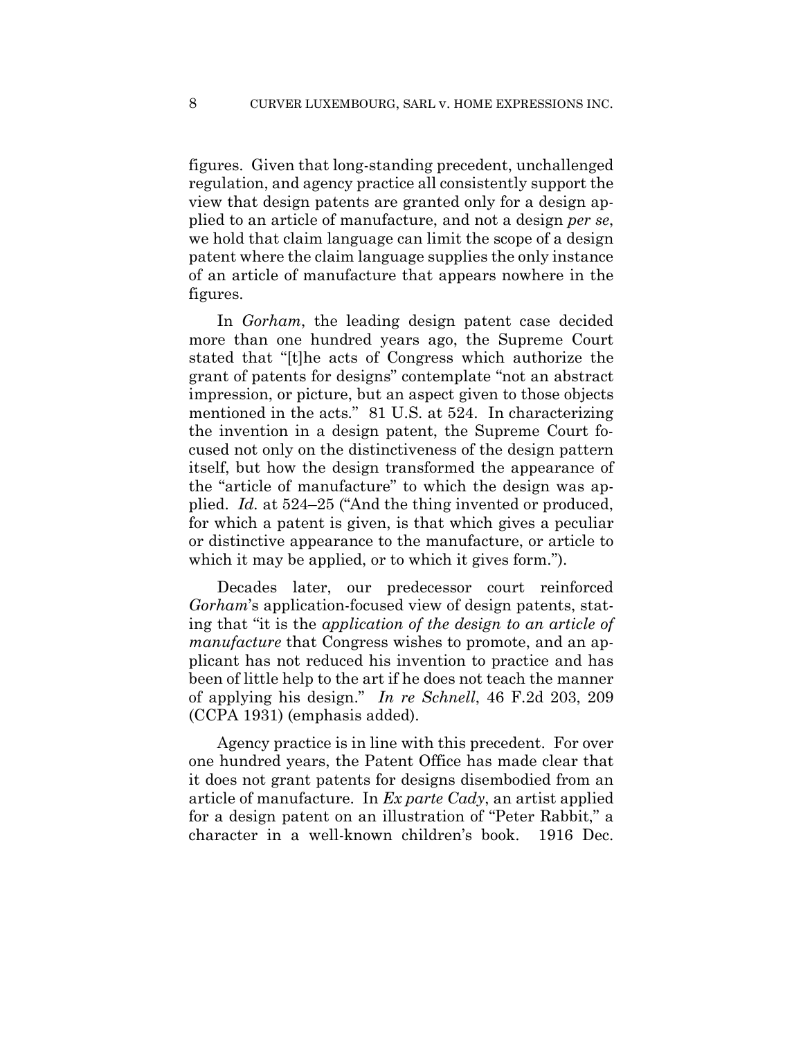figures. Given that long-standing precedent, unchallenged regulation, and agency practice all consistently support the view that design patents are granted only for a design applied to an article of manufacture, and not a design *per se*, we hold that claim language can limit the scope of a design patent where the claim language supplies the only instance of an article of manufacture that appears nowhere in the figures.

In *Gorham*, the leading design patent case decided more than one hundred years ago, the Supreme Court stated that "[t]he acts of Congress which authorize the grant of patents for designs" contemplate "not an abstract impression, or picture, but an aspect given to those objects mentioned in the acts." 81 U.S. at 524. In characterizing the invention in a design patent, the Supreme Court focused not only on the distinctiveness of the design pattern itself, but how the design transformed the appearance of the "article of manufacture" to which the design was applied. *Id.* at 524–25 ("And the thing invented or produced, for which a patent is given, is that which gives a peculiar or distinctive appearance to the manufacture, or article to which it may be applied, or to which it gives form.").

Decades later, our predecessor court reinforced *Gorham*'s application-focused view of design patents, stating that "it is the *application of the design to an article of manufacture* that Congress wishes to promote, and an applicant has not reduced his invention to practice and has been of little help to the art if he does not teach the manner of applying his design." *In re Schnell*, 46 F.2d 203, 209 (CCPA 1931) (emphasis added).

Agency practice is in line with this precedent. For over one hundred years, the Patent Office has made clear that it does not grant patents for designs disembodied from an article of manufacture. In *Ex parte Cady*, an artist applied for a design patent on an illustration of "Peter Rabbit," a character in a well-known children's book. 1916 Dec.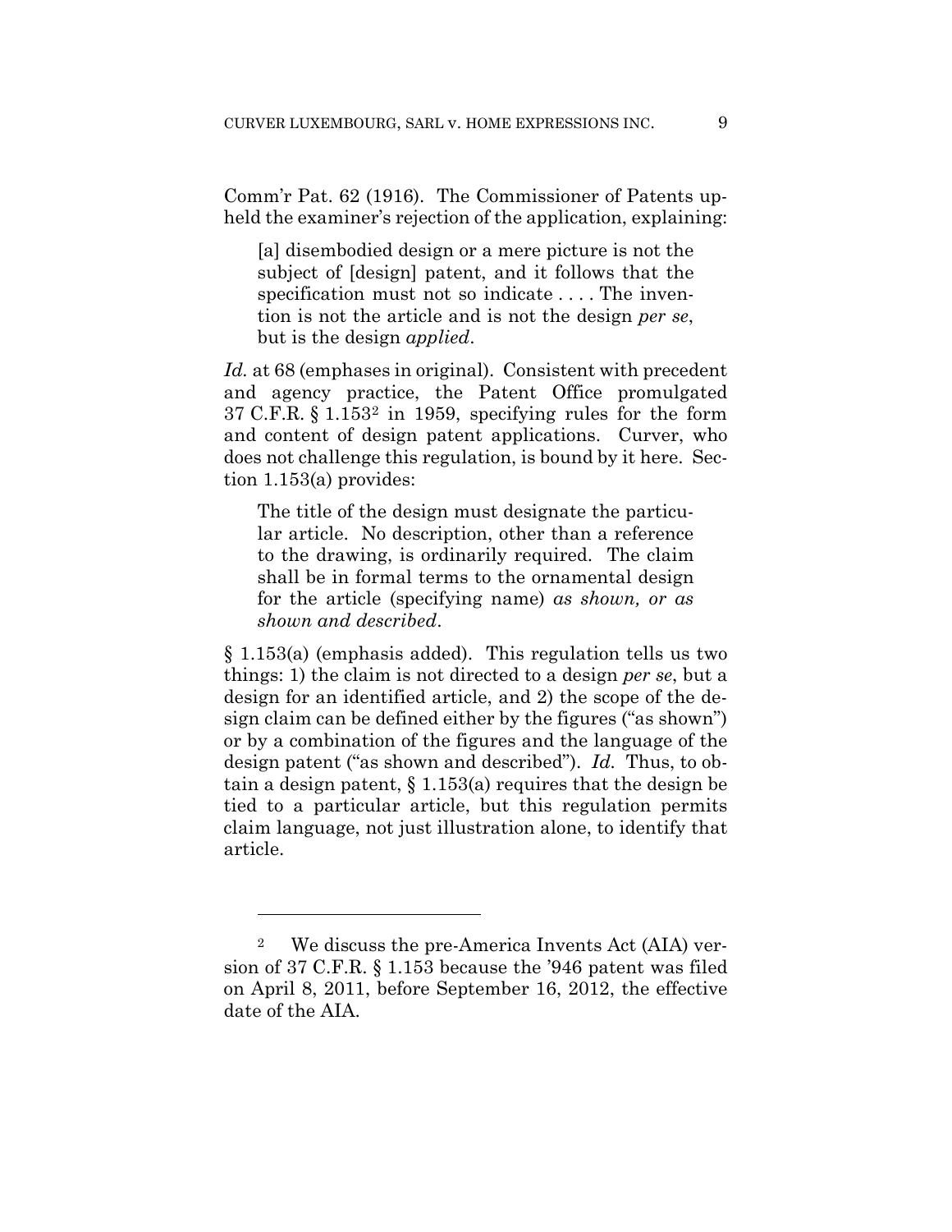Comm'r Pat. 62 (1916). The Commissioner of Patents upheld the examiner's rejection of the application, explaining:

> [a] disembodied design or a mere picture is not the subject of [design] patent, and it follows that the specification must not so indicate . . . . The invention is not the article and is not the design *per se*, but is the design *applied*.

*Id.* at 68 (emphases in original). Consistent with precedent and agency practice, the Patent Office promulgated 37 C.F.R. § 1.153[2] in 1959, specifying rules for the form and content of design patent applications. Curver, who does not challenge this regulation, is bound by it here. Section 1.153(a) provides:

> The title of the design must designate the particular article. No description, other than a reference to the drawing, is ordinarily required. The claim shall be in formal terms to the ornamental design for the article (specifying name) *as shown, or as shown and described*.

§ 1.153(a) (emphasis added). This regulation tells us two things: 1) the claim is not directed to a design *per se*, but a design for an identified article, and 2) the scope of the design claim can be defined either by the figures ("as shown") or by a combination of the figures and the language of the design patent ("as shown and described"). *Id.* Thus, to obtain a design patent, § 1.153(a) requires that the design be tied to a particular article, but this regulation permits claim language, not just illustration alone, to identify that article.

---

[2] We discuss the pre-America Invents Act (AIA) version of 37 C.F.R. § 1.153 because the '946 patent was filed on April 8, 2011, before September 16, 2012, the effective date of the AIA.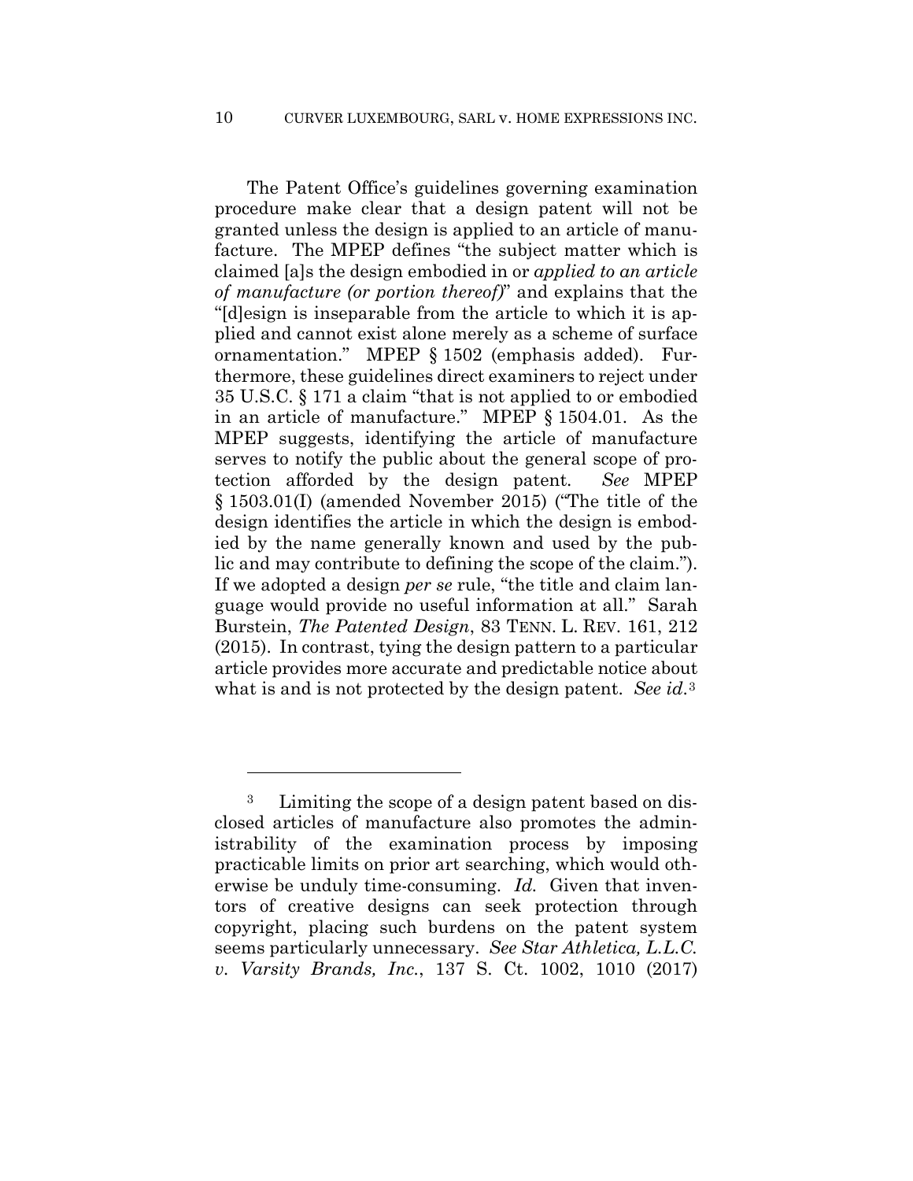The Patent Office's guidelines governing examination procedure make clear that a design patent will not be granted unless the design is applied to an article of manufacture. The MPEP defines "the subject matter which is claimed [a]s the design embodied in or *applied to an article of manufacture (or portion thereof)*" and explains that the "[d]esign is inseparable from the article to which it is applied and cannot exist alone merely as a scheme of surface ornamentation." MPEP § 1502 (emphasis added). Furthermore, these guidelines direct examiners to reject under 35 U.S.C. § 171 a claim "that is not applied to or embodied in an article of manufacture." MPEP § 1504.01. As the MPEP suggests, identifying the article of manufacture serves to notify the public about the general scope of protection afforded by the design patent. *See* MPEP § 1503.01(I) (amended November 2015) ("The title of the design identifies the article in which the design is embodied by the name generally known and used by the public and may contribute to defining the scope of the claim."). If we adopted a design *per se* rule, "the title and claim language would provide no useful information at all." Sarah Burstein, *The Patented Design*, 83 TENN. L. REV. 161, 212 (2015). In contrast, tying the design pattern to a particular article provides more accurate and predictable notice about what is and is not protected by the design patent. *See id.*[3]

---

[3] Limiting the scope of a design patent based on disclosed articles of manufacture also promotes the administrability of the examination process by imposing practicable limits on prior art searching, which would otherwise be unduly time-consuming. *Id.* Given that inventors of creative designs can seek protection through copyright, placing such burdens on the patent system seems particularly unnecessary. *See Star Athletica, L.L.C. v. Varsity Brands, Inc.*, 137 S. Ct. 1002, 1010 (2017)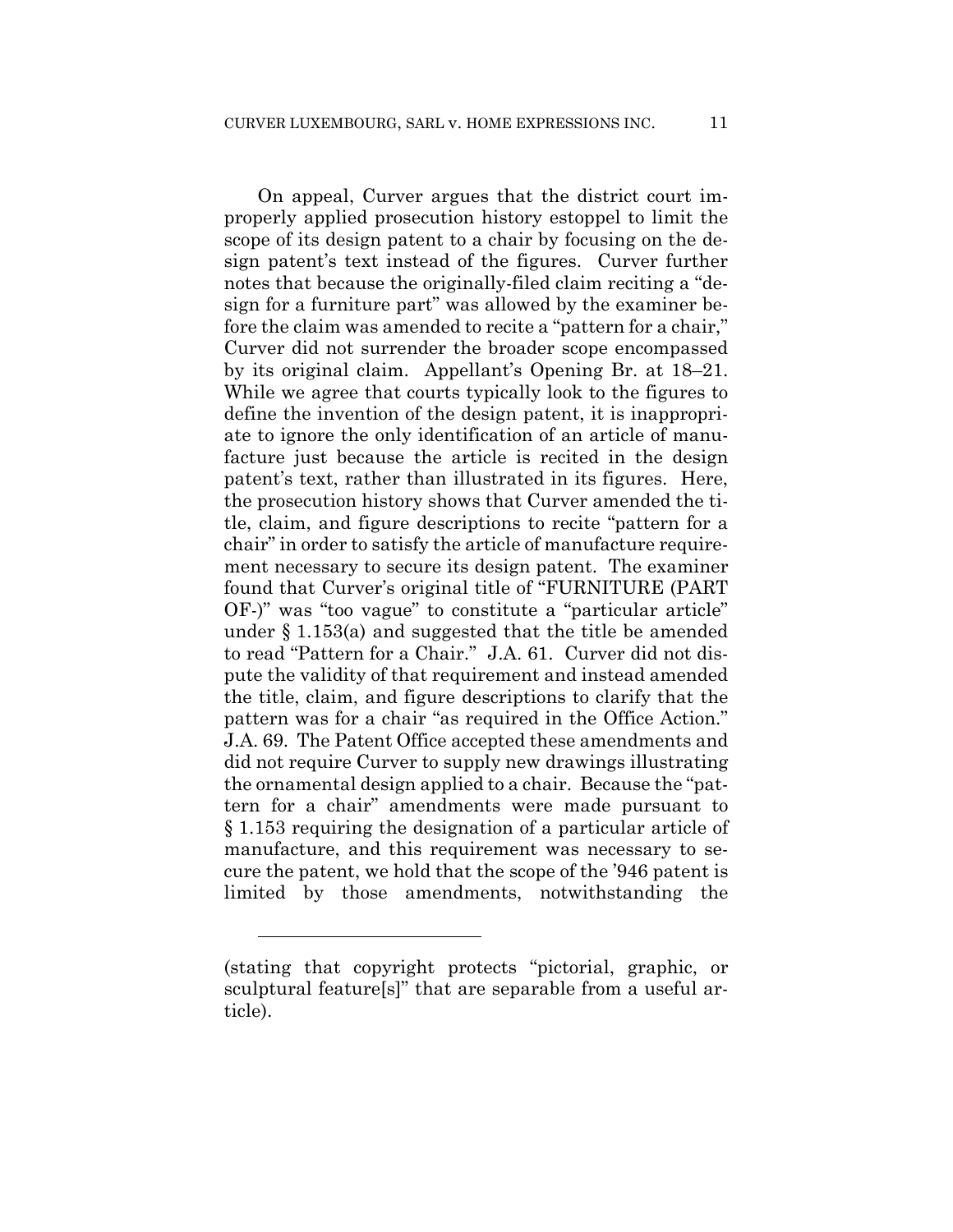On appeal, Curver argues that the district court improperly applied prosecution history estoppel to limit the scope of its design patent to a chair by focusing on the design patent's text instead of the figures. Curver further notes that because the originally-filed claim reciting a "design for a furniture part" was allowed by the examiner before the claim was amended to recite a "pattern for a chair," Curver did not surrender the broader scope encompassed by its original claim. Appellant's Opening Br. at 18–21. While we agree that courts typically look to the figures to define the invention of the design patent, it is inappropriate to ignore the only identification of an article of manufacture just because the article is recited in the design patent's text, rather than illustrated in its figures. Here, the prosecution history shows that Curver amended the title, claim, and figure descriptions to recite "pattern for a chair" in order to satisfy the article of manufacture requirement necessary to secure its design patent. The examiner found that Curver's original title of "FURNITURE (PART OF-)" was "too vague" to constitute a "particular article" under § 1.153(a) and suggested that the title be amended to read "Pattern for a Chair." J.A. 61. Curver did not dispute the validity of that requirement and instead amended the title, claim, and figure descriptions to clarify that the pattern was for a chair "as required in the Office Action." J.A. 69. The Patent Office accepted these amendments and did not require Curver to supply new drawings illustrating the ornamental design applied to a chair. Because the "pattern for a chair" amendments were made pursuant to § 1.153 requiring the designation of a particular article of manufacture, and this requirement was necessary to secure the patent, we hold that the scope of the '946 patent is limited by those amendments, notwithstanding the

---

(stating that copyright protects "pictorial, graphic, or sculptural feature[s]" that are separable from a useful article).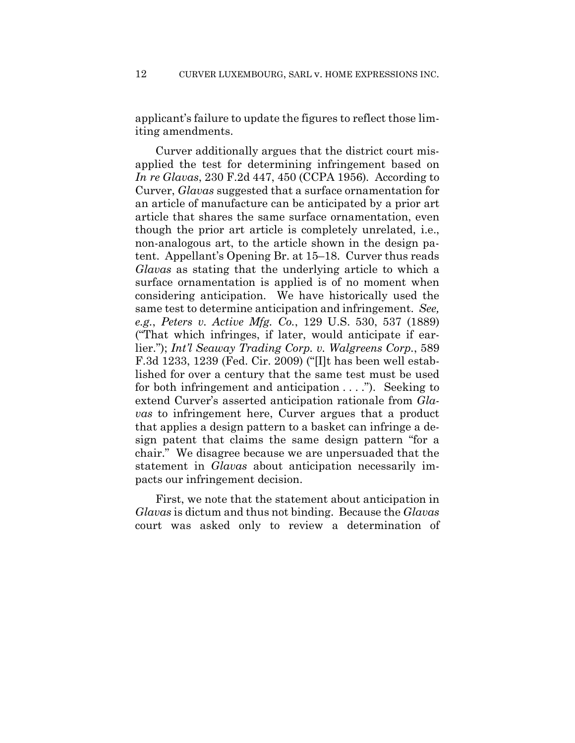applicant's failure to update the figures to reflect those limiting amendments.

Curver additionally argues that the district court misapplied the test for determining infringement based on *In re Glavas*, 230 F.2d 447, 450 (CCPA 1956). According to Curver, *Glavas* suggested that a surface ornamentation for an article of manufacture can be anticipated by a prior art article that shares the same surface ornamentation, even though the prior art article is completely unrelated, i.e., non-analogous art, to the article shown in the design patent. Appellant's Opening Br. at 15–18. Curver thus reads *Glavas* as stating that the underlying article to which a surface ornamentation is applied is of no moment when considering anticipation. We have historically used the same test to determine anticipation and infringement. *See, e.g.*, *Peters v. Active Mfg. Co.*, 129 U.S. 530, 537 (1889) ("That which infringes, if later, would anticipate if earlier."); *Int'l Seaway Trading Corp. v. Walgreens Corp.*, 589 F.3d 1233, 1239 (Fed. Cir. 2009) ("[I]t has been well established for over a century that the same test must be used for both infringement and anticipation . . . ."). Seeking to extend Curver's asserted anticipation rationale from *Glavas* to infringement here, Curver argues that a product that applies a design pattern to a basket can infringe a design patent that claims the same design pattern "for a chair." We disagree because we are unpersuaded that the statement in *Glavas* about anticipation necessarily impacts our infringement decision.

First, we note that the statement about anticipation in *Glavas* is dictum and thus not binding. Because the *Glavas* court was asked only to review a determination of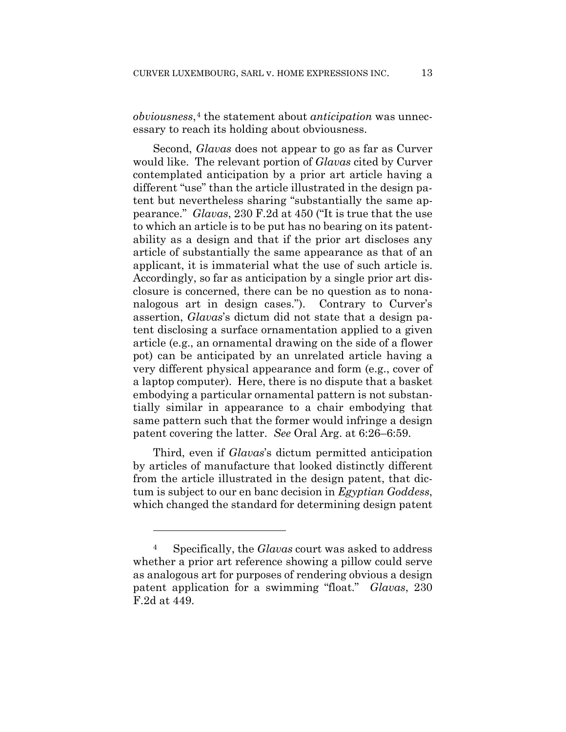*obviousness*,[4] the statement about *anticipation* was unnecessary to reach its holding about obviousness.

Second, *Glavas* does not appear to go as far as Curver would like. The relevant portion of *Glavas* cited by Curver contemplated anticipation by a prior art article having a different "use" than the article illustrated in the design patent but nevertheless sharing "substantially the same appearance." *Glavas*, 230 F.2d at 450 ("It is true that the use to which an article is to be put has no bearing on its patentability as a design and that if the prior art discloses any article of substantially the same appearance as that of an applicant, it is immaterial what the use of such article is. Accordingly, so far as anticipation by a single prior art disclosure is concerned, there can be no question as to nonanalogous art in design cases."). Contrary to Curver's assertion, *Glavas*'s dictum did not state that a design patent disclosing a surface ornamentation applied to a given article (e.g., an ornamental drawing on the side of a flower pot) can be anticipated by an unrelated article having a very different physical appearance and form (e.g., cover of a laptop computer). Here, there is no dispute that a basket embodying a particular ornamental pattern is not substantially similar in appearance to a chair embodying that same pattern such that the former would infringe a design patent covering the latter. *See* Oral Arg. at 6:26–6:59.

Third, even if *Glavas*'s dictum permitted anticipation by articles of manufacture that looked distinctly different from the article illustrated in the design patent, that dictum is subject to our en banc decision in *Egyptian Goddess*, which changed the standard for determining design patent

---

[4] Specifically, the *Glavas* court was asked to address whether a prior art reference showing a pillow could serve as analogous art for purposes of rendering obvious a design patent application for a swimming "float." *Glavas*, 230 F.2d at 449.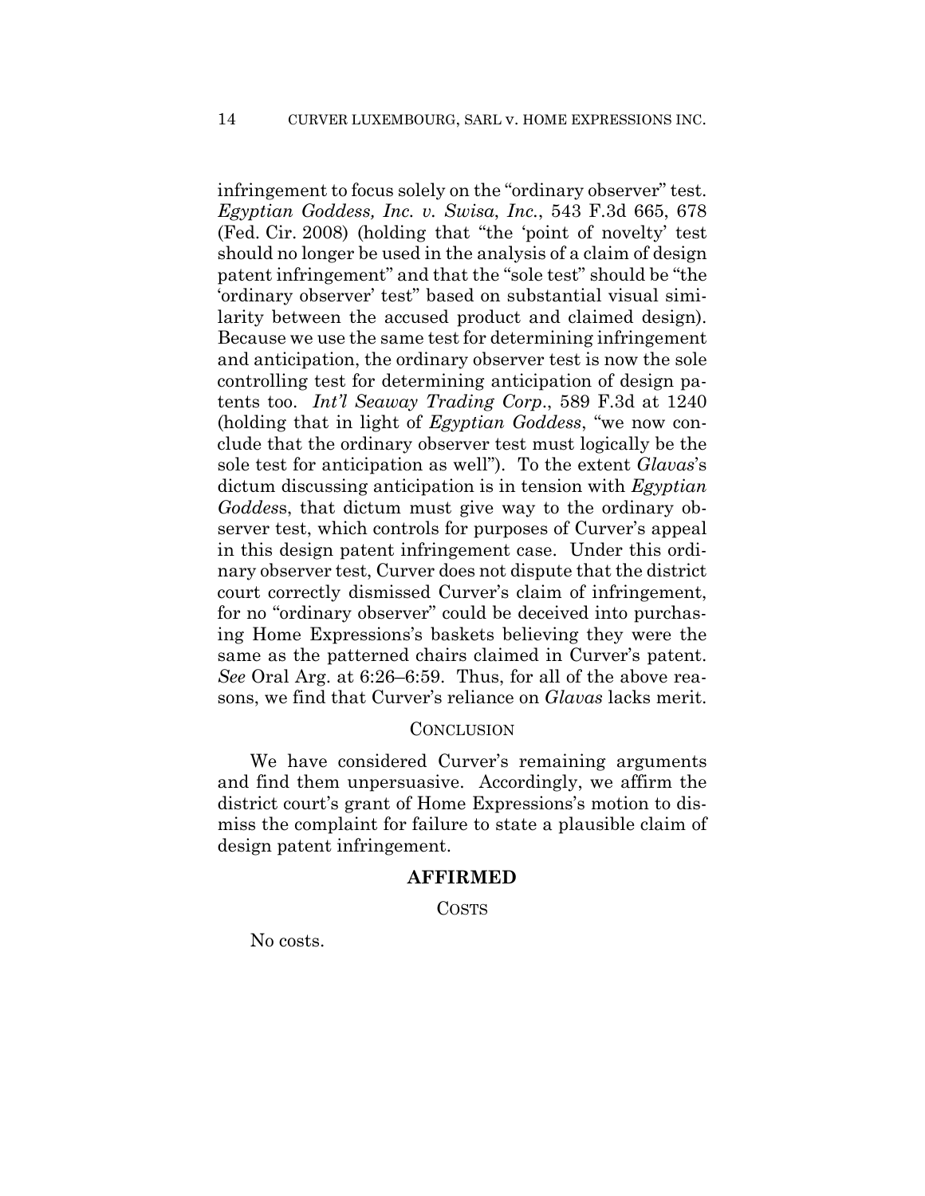infringement to focus solely on the "ordinary observer" test. *Egyptian Goddess, Inc. v. Swisa, Inc.*, 543 F.3d 665, 678 (Fed. Cir. 2008) (holding that "the 'point of novelty' test should no longer be used in the analysis of a claim of design patent infringement" and that the "sole test" should be "the 'ordinary observer' test" based on substantial visual similarity between the accused product and claimed design). Because we use the same test for determining infringement and anticipation, the ordinary observer test is now the sole controlling test for determining anticipation of design patents too. *Int'l Seaway Trading Corp.*, 589 F.3d at 1240 (holding that in light of *Egyptian Goddess*, "we now conclude that the ordinary observer test must logically be the sole test for anticipation as well"). To the extent *Glavas*'s dictum discussing anticipation is in tension with *Egyptian Goddess*, that dictum must give way to the ordinary observer test, which controls for purposes of Curver's appeal in this design patent infringement case. Under this ordinary observer test, Curver does not dispute that the district court correctly dismissed Curver's claim of infringement, for no "ordinary observer" could be deceived into purchasing Home Expressions's baskets believing they were the same as the patterned chairs claimed in Curver's patent. *See* Oral Arg. at 6:26–6:59. Thus, for all of the above reasons, we find that Curver's reliance on *Glavas* lacks merit.

## CONCLUSION

We have considered Curver's remaining arguments and find them unpersuasive. Accordingly, we affirm the district court's grant of Home Expressions's motion to dismiss the complaint for failure to state a plausible claim of design patent infringement.

**AFFIRMED**

COSTS

No costs.